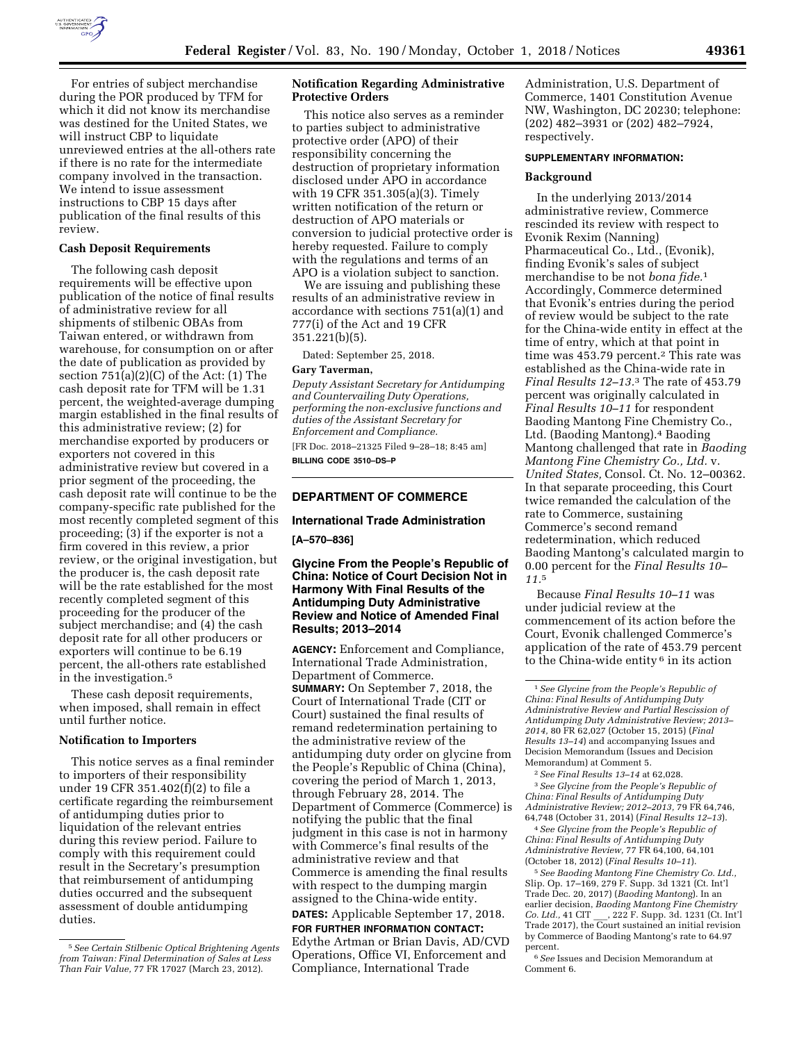For entries of subject merchandise during the POR produced by TFM for which it did not know its merchandise was destined for the United States, we will instruct CBP to liquidate unreviewed entries at the all-others rate if there is no rate for the intermediate company involved in the transaction. We intend to issue assessment instructions to CBP 15 days after publication of the final results of this review.

### Cash Deposit Requirements

The following cash deposit requirements will be effective upon publication of the notice of final results of administrative review for all shipments of stilbenic OBAs from Taiwan entered, or withdrawn from warehouse, for consumption on or after the date of publication as provided by section 751(a)(2)(C) of the Act: (1) The cash deposit rate for TFM will be 1.31 percent, the weighted-average dumping margin established in the final results of this administrative review; (2) for merchandise exported by producers or exporters not covered in this administrative review but covered in a prior segment of the proceeding, the cash deposit rate will continue to be the company-specific rate published for the most recently completed segment of this proceeding; (3) if the exporter is not a firm covered in this review, a prior review, or the original investigation, but the producer is, the cash deposit rate will be the rate established for the most recently completed segment of this proceeding for the producer of the subject merchandise; and (4) the cash deposit rate for all other producers or exporters will continue to be 6.19 percent, the all-others rate established in the investigation.[5]

These cash deposit requirements, when imposed, shall remain in effect until further notice.

### Notification to Importers

This notice serves as a final reminder to importers of their responsibility under 19 CFR 351.402(f)(2) to file a certificate regarding the reimbursement of antidumping duties prior to liquidation of the relevant entries during this review period. Failure to comply with this requirement could result in the Secretary's presumption that reimbursement of antidumping duties occurred and the subsequent assessment of double antidumping duties.

### Notification Regarding Administrative Protective Orders

This notice also serves as a reminder to parties subject to administrative protective order (APO) of their responsibility concerning the destruction of proprietary information disclosed under APO in accordance with 19 CFR 351.305(a)(3). Timely written notification of the return or destruction of APO materials or conversion to judicial protective order is hereby requested. Failure to comply with the regulations and terms of an APO is a violation subject to sanction.

We are issuing and publishing these results of an administrative review in accordance with sections 751(a)(1) and 777(i) of the Act and 19 CFR 351.221(b)(5).

Dated: September 25, 2018.

**Gary Taverman,**

*Deputy Assistant Secretary for Antidumping and Countervailing Duty Operations, performing the non-exclusive functions and duties of the Assistant Secretary for Enforcement and Compliance.*

[FR Doc. 2018–21325 Filed 9–28–18; 8:45 am]

**BILLING CODE 3510–DS–P**

[5] *See Certain Stilbenic Optical Brightening Agents from Taiwan: Final Determination of Sales at Less Than Fair Value,* 77 FR 17027 (March 23, 2012).

---

## DEPARTMENT OF COMMERCE

### International Trade Administration

**[A–570–836]**

### Glycine From the People's Republic of China: Notice of Court Decision Not in Harmony With Final Results of the Antidumping Duty Administrative Review and Notice of Amended Final Results; 2013–2014

**AGENCY:** Enforcement and Compliance, International Trade Administration, Department of Commerce.

**SUMMARY:** On September 7, 2018, the Court of International Trade (CIT or Court) sustained the final results of remand redetermination pertaining to the administrative review of the antidumping duty order on glycine from the People's Republic of China (China), covering the period of March 1, 2013, through February 28, 2014. The Department of Commerce (Commerce) is notifying the public that the final judgment in this case is not in harmony with Commerce's final results of the administrative review and that Commerce is amending the final results with respect to the dumping margin assigned to the China-wide entity.

**DATES:** Applicable September 17, 2018.

**FOR FURTHER INFORMATION CONTACT:** Edythe Artman or Brian Davis, AD/CVD Operations, Office VI, Enforcement and Compliance, International Trade Administration, U.S. Department of Commerce, 1401 Constitution Avenue NW, Washington, DC 20230; telephone: (202) 482–3931 or (202) 482–7924, respectively.

**SUPPLEMENTARY INFORMATION:**

### Background

In the underlying 2013/2014 administrative review, Commerce rescinded its review with respect to Evonik Rexim (Nanning) Pharmaceutical Co., Ltd., (Evonik), finding Evonik's sales of subject merchandise to be not *bona fide.*[1] Accordingly, Commerce determined that Evonik's entries during the period of review would be subject to the rate for the China-wide entity in effect at the time of entry, which at that point in time was 453.79 percent.[2] This rate was established as the China-wide rate in *Final Results 12–13.*[3] The rate of 453.79 percent was originally calculated in *Final Results 10–11* for respondent Baoding Mantong Fine Chemistry Co., Ltd. (Baoding Mantong).[4] Baoding Mantong challenged that rate in *Baoding Mantong Fine Chemistry Co., Ltd.* v. *United States,* Consol. Ct. No. 12–00362. In that separate proceeding, this Court twice remanded the calculation of the rate to Commerce, sustaining Commerce's second remand redetermination, which reduced Baoding Mantong's calculated margin to 0.00 percent for the *Final Results 10–11.*[5]

Because *Final Results 10–11* was under judicial review at the commencement of its action before the Court, Evonik challenged Commerce's application of the rate of 453.79 percent to the China-wide entity[6] in its action

[1] *See Glycine from the People's Republic of China: Final Results of Antidumping Duty Administrative Review and Partial Rescission of Antidumping Duty Administrative Review; 2013–2014,* 80 FR 62,027 (October 15, 2015) (*Final Results 13–14*) and accompanying Issues and Decision Memorandum (Issues and Decision Memorandum) at Comment 5.

[2] *See Final Results 13–14* at 62,028.

[3] *See Glycine from the People's Republic of China: Final Results of Antidumping Duty Administrative Review; 2012–2013,* 79 FR 64,746, 64,748 (October 31, 2014) (*Final Results 12–13*).

[4] *See Glycine from the People's Republic of China: Final Results of Antidumping Duty Administrative Review,* 77 FR 64,100, 64,101 (October 18, 2012) (*Final Results 10–11*).

[5] *See Baoding Mantong Fine Chemistry Co. Ltd.,* Slip. Op. 17–169, 279 F. Supp. 3d 1321 (Ct. Int'l Trade Dec. 20, 2017) (*Baoding Mantong*). In an earlier decision, *Baoding Mantong Fine Chemistry Co. Ltd.,* 41 CIT \_\_\_, 222 F. Supp. 3d. 1231 (Ct. Int'l Trade 2017), the Court sustained an initial revision by Commerce of Baoding Mantong's rate to 64.97 percent.

[6] *See* Issues and Decision Memorandum at Comment 6.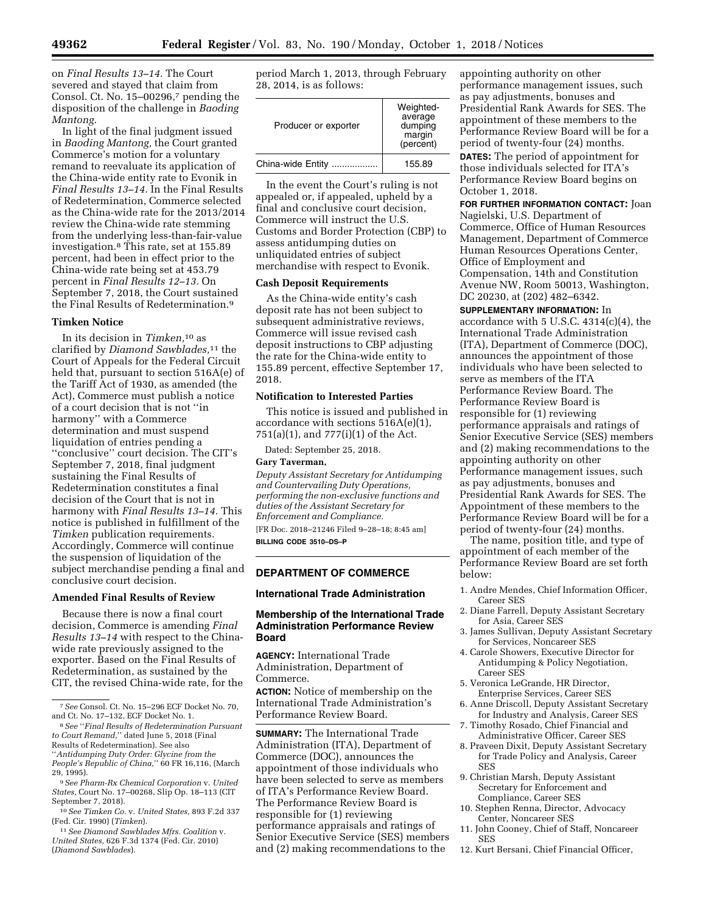on *Final Results 13–14.* The Court severed and stayed that claim from Consol. Ct. No. 15–00296,[7] pending the disposition of the challenge in *Baoding Mantong.*

In light of the final judgment issued in *Baoding Mantong,* the Court granted Commerce's motion for a voluntary remand to reevaluate its application of the China-wide entity rate to Evonik in *Final Results 13–14.* In the Final Results of Redetermination, Commerce selected as the China-wide rate for the 2013/2014 review the China-wide rate stemming from the underlying less-than-fair-value investigation.[8] This rate, set at 155.89 percent, had been in effect prior to the China-wide rate being set at 453.79 percent in *Final Results 12–13.* On September 7, 2018, the Court sustained the Final Results of Redetermination.[9]

### Timken Notice

In its decision in *Timken,*[10] as clarified by *Diamond Sawblades,*[11] the Court of Appeals for the Federal Circuit held that, pursuant to section 516A(e) of the Tariff Act of 1930, as amended (the Act), Commerce must publish a notice of a court decision that is not ''in harmony'' with a Commerce determination and must suspend liquidation of entries pending a ''conclusive'' court decision. The CIT's September 7, 2018, final judgment sustaining the Final Results of Redetermination constitutes a final decision of the Court that is not in harmony with *Final Results 13–14.* This notice is published in fulfillment of the *Timken* publication requirements. Accordingly, Commerce will continue the suspension of liquidation of the subject merchandise pending a final and conclusive court decision.

### Amended Final Results of Review

Because there is now a final court decision, Commerce is amending *Final Results 13–14* with respect to the China-wide rate previously assigned to the exporter. Based on the Final Results of Redetermination, as sustained by the CIT, the revised China-wide rate, for the period March 1, 2013, through February 28, 2014, is as follows:

| Producer or exporter | Weighted-average dumping margin (percent) |
|---|---|
| China-wide Entity | 155.89 |

In the event the Court's ruling is not appealed or, if appealed, upheld by a final and conclusive court decision, Commerce will instruct the U.S. Customs and Border Protection (CBP) to assess antidumping duties on unliquidated entries of subject merchandise with respect to Evonik.

### Cash Deposit Requirements

As the China-wide entity's cash deposit rate has not been subject to subsequent administrative reviews, Commerce will issue revised cash deposit instructions to CBP adjusting the rate for the China-wide entity to 155.89 percent, effective September 17, 2018.

### Notification to Interested Parties

This notice is issued and published in accordance with sections 516A(e)(1), 751(a)(1), and 777(i)(1) of the Act.

Dated: September 25, 2018.

**Gary Taverman,**

*Deputy Assistant Secretary for Antidumping and Countervailing Duty Operations, performing the non-exclusive functions and duties of the Assistant Secretary for Enforcement and Compliance.*

[FR Doc. 2018–21246 Filed 9–28–18; 8:45 am]

**BILLING CODE 3510–DS–P**

[7] *See* Consol. Ct. No. 15–296 ECF Docket No. 70, and Ct. No. 17–132, ECF Docket No. 1.

[8] *See* ''*Final Results of Redetermination Pursuant to Court Remand,*'' dated June 5, 2018 (Final Results of Redetermination). See also ''*Antidumping Duty Order: Glycine from the People's Republic of China,*'' 60 FR 16,116, (March 29, 1995).

[9] *See Pharm-Rx Chemical Corporation* v. *United States,* Court No. 17–00268, Slip Op. 18–113 (CIT September 7, 2018).

[10] *See Timken Co.* v. *United States,* 893 F.2d 337 (Fed. Cir. 1990) (*Timken*).

[11] *See Diamond Sawblades Mfrs. Coalition* v. *United States,* 626 F.3d 1374 (Fed. Cir. 2010) (*Diamond Sawblades*).

## DEPARTMENT OF COMMERCE

### International Trade Administration

### Membership of the International Trade Administration Performance Review Board

**AGENCY:** International Trade Administration, Department of Commerce.

**ACTION:** Notice of membership on the International Trade Administration's Performance Review Board.

**SUMMARY:** The International Trade Administration (ITA), Department of Commerce (DOC), announces the appointment of those individuals who have been selected to serve as members of ITA's Performance Review Board. The Performance Review Board is responsible for (1) reviewing performance appraisals and ratings of Senior Executive Service (SES) members and (2) making recommendations to the appointing authority on other performance management issues, such as pay adjustments, bonuses and Presidential Rank Awards for SES. The appointment of these members to the Performance Review Board will be for a period of twenty-four (24) months.

**DATES:** The period of appointment for those individuals selected for ITA's Performance Review Board begins on October 1, 2018.

**FOR FURTHER INFORMATION CONTACT:** Joan Nagielski, U.S. Department of Commerce, Office of Human Resources Management, Department of Commerce Human Resources Operations Center, Office of Employment and Compensation, 14th and Constitution Avenue NW, Room 50013, Washington, DC 20230, at (202) 482–6342.

**SUPPLEMENTARY INFORMATION:** In accordance with 5 U.S.C. 4314(c)(4), the International Trade Administration (ITA), Department of Commerce (DOC), announces the appointment of those individuals who have been selected to serve as members of the ITA Performance Review Board. The Performance Review Board is responsible for (1) reviewing performance appraisals and ratings of Senior Executive Service (SES) members and (2) making recommendations to the appointing authority on other Performance management issues, such as pay adjustments, bonuses and Presidential Rank Awards for SES. The Appointment of these members to the Performance Review Board will be for a period of twenty-four (24) months.

The name, position title, and type of appointment of each member of the Performance Review Board are set forth below:

1. Andre Mendes, Chief Information Officer, Career SES
2. Diane Farrell, Deputy Assistant Secretary for Asia, Career SES
3. James Sullivan, Deputy Assistant Secretary for Services, Noncareer SES
4. Carole Showers, Executive Director for Antidumping & Policy Negotiation, Career SES
5. Veronica LeGrande, HR Director, Enterprise Services, Career SES
6. Anne Driscoll, Deputy Assistant Secretary for Industry and Analysis, Career SES
7. Timothy Rosado, Chief Financial and Administrative Officer, Career SES
8. Praveen Dixit, Deputy Assistant Secretary for Trade Policy and Analysis, Career SES
9. Christian Marsh, Deputy Assistant Secretary for Enforcement and Compliance, Career SES
10. Stephen Renna, Director, Advocacy Center, Noncareer SES
11. John Cooney, Chief of Staff, Noncareer SES
12. Kurt Bersani, Chief Financial Officer,